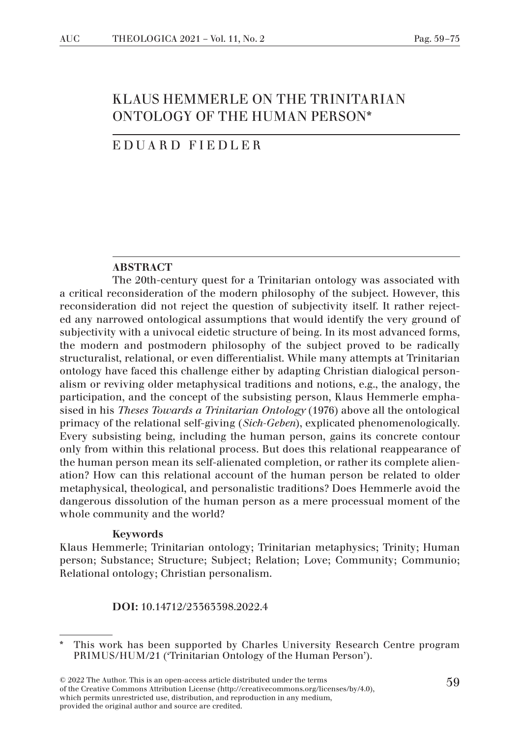# KLAUS HEMMERLE ON THE TRINITARIAN ONTOLOGY OF THE HUMAN PERSON*

EDUARD FIEDLER

## ABSTRACT

The 20th-century quest for a Trinitarian ontology was associated with a critical reconsideration of the modern philosophy of the subject. However, this reconsideration did not reject the question of subjectivity itself. It rather rejected any narrowed ontological assumptions that would identify the very ground of subjectivity with a univocal eidetic structure of being. In its most advanced forms, the modern and postmodern philosophy of the subject proved to be radically structuralist, relational, or even differentialist. While many attempts at Trinitarian ontology have faced this challenge either by adapting Christian dialogical personalism or reviving older metaphysical traditions and notions, e.g., the analogy, the participation, and the concept of the subsisting person, Klaus Hemmerle emphasised in his *Theses Towards a Trinitarian Ontology* (1976) above all the ontological primacy of the relational self-giving (*Sich-Geben*), explicated phenomenologically. Every subsisting being, including the human person, gains its concrete contour only from within this relational process. But does this relational reappearance of the human person mean its self-alienated completion, or rather its complete alienation? How can this relational account of the human person be related to older metaphysical, theological, and personalistic traditions? Does Hemmerle avoid the dangerous dissolution of the human person as a mere processual moment of the whole community and the world?

**Keywords**

Klaus Hemmerle; Trinitarian ontology; Trinitarian metaphysics; Trinity; Human person; Substance; Structure; Subject; Relation; Love; Community; Communio; Relational ontology; Christian personalism.

**DOI:** 10.14712/23363398.2022.4

---

\* This work has been supported by Charles University Research Centre program PRIMUS/HUM/21 ('Trinitarian Ontology of the Human Person').

© 2022 The Author. This is an open-access article distributed under the terms of the Creative Commons Attribution License (http://creativecommons.org/licenses/by/4.0), which permits unrestricted use, distribution, and reproduction in any medium, provided the original author and source are credited.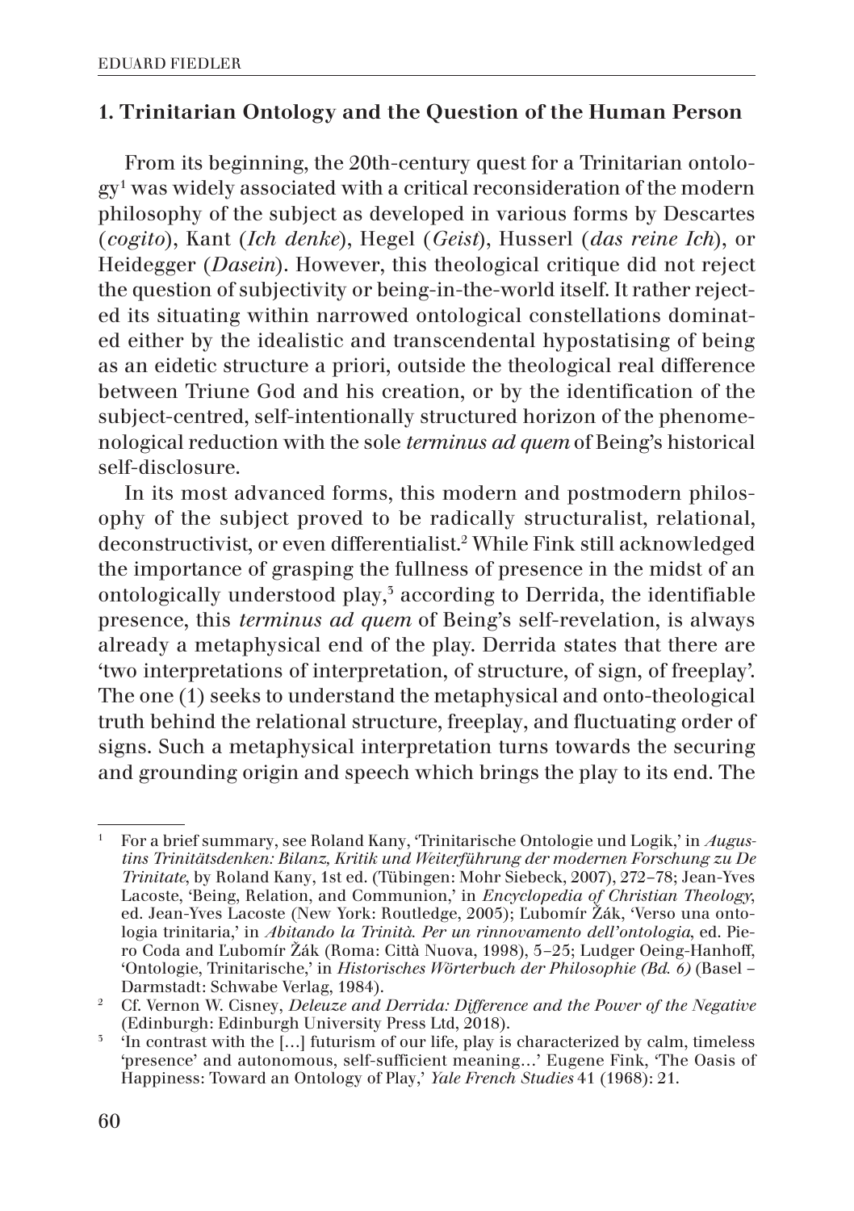## 1. Trinitarian Ontology and the Question of the Human Person

From its beginning, the 20th-century quest for a Trinitarian ontology[1] was widely associated with a critical reconsideration of the modern philosophy of the subject as developed in various forms by Descartes (*cogito*), Kant (*Ich denke*), Hegel (*Geist*), Husserl (*das reine Ich*), or Heidegger (*Dasein*). However, this theological critique did not reject the question of subjectivity or being-in-the-world itself. It rather rejected its situating within narrowed ontological constellations dominated either by the idealistic and transcendental hypostatising of being as an eidetic structure a priori, outside the theological real difference between Triune God and his creation, or by the identification of the subject-centred, self-intentionally structured horizon of the phenomenological reduction with the sole *terminus ad quem* of Being's historical self-disclosure.

In its most advanced forms, this modern and postmodern philosophy of the subject proved to be radically structuralist, relational, deconstructivist, or even differentialist.[2] While Fink still acknowledged the importance of grasping the fullness of presence in the midst of an ontologically understood play,[3] according to Derrida, the identifiable presence, this *terminus ad quem* of Being's self-revelation, is always already a metaphysical end of the play. Derrida states that there are 'two interpretations of interpretation, of structure, of sign, of freeplay'. The one (1) seeks to understand the metaphysical and onto-theological truth behind the relational structure, freeplay, and fluctuating order of signs. Such a metaphysical interpretation turns towards the securing and grounding origin and speech which brings the play to its end. The

---

[1] For a brief summary, see Roland Kany, 'Trinitarische Ontologie und Logik,' in *Augustins Trinitätsdenken: Bilanz, Kritik und Weiterführung der modernen Forschung zu De Trinitate*, by Roland Kany, 1st ed. (Tübingen: Mohr Siebeck, 2007), 272–78; Jean-Yves Lacoste, 'Being, Relation, and Communion,' in *Encyclopedia of Christian Theology*, ed. Jean-Yves Lacoste (New York: Routledge, 2005); Ľubomír Žák, 'Verso una ontologia trinitaria,' in *Abitando la Trinità. Per un rinnovamento dell'ontologia*, ed. Piero Coda and Ľubomír Žák (Roma: Città Nuova, 1998), 5–25; Ludger Oeing-Hanhoff, 'Ontologie, Trinitarische,' in *Historisches Wörterbuch der Philosophie (Bd. 6)* (Basel – Darmstadt: Schwabe Verlag, 1984).

[2] Cf. Vernon W. Cisney, *Deleuze and Derrida: Difference and the Power of the Negative* (Edinburgh: Edinburgh University Press Ltd, 2018).

[3] 'In contrast with the […] futurism of our life, play is characterized by calm, timeless 'presence' and autonomous, self-sufficient meaning…' Eugene Fink, 'The Oasis of Happiness: Toward an Ontology of Play,' *Yale French Studies* 41 (1968): 21.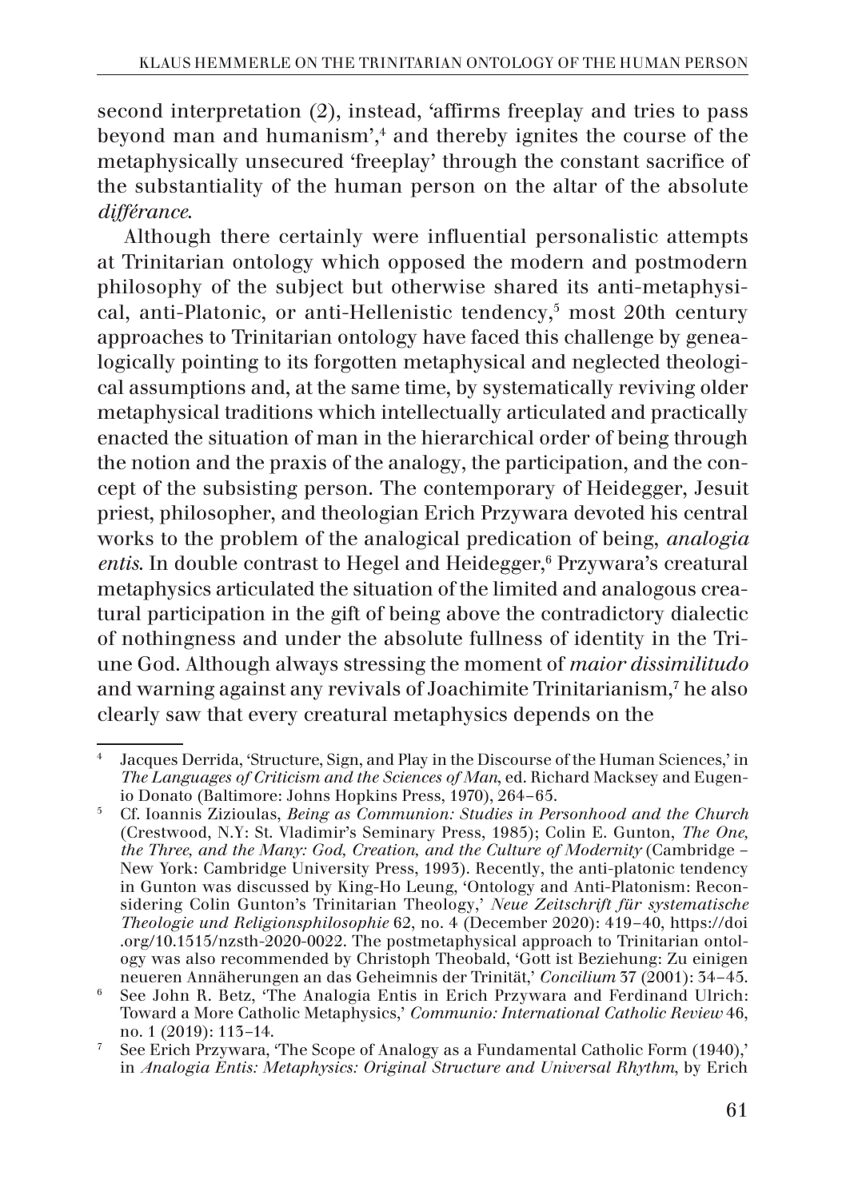second interpretation (2), instead, 'affirms freeplay and tries to pass beyond man and humanism',[4] and thereby ignites the course of the metaphysically unsecured 'freeplay' through the constant sacrifice of the substantiality of the human person on the altar of the absolute *différance*.

Although there certainly were influential personalistic attempts at Trinitarian ontology which opposed the modern and postmodern philosophy of the subject but otherwise shared its anti-metaphysical, anti-Platonic, or anti-Hellenistic tendency,[5] most 20th century approaches to Trinitarian ontology have faced this challenge by genealogically pointing to its forgotten metaphysical and neglected theological assumptions and, at the same time, by systematically reviving older metaphysical traditions which intellectually articulated and practically enacted the situation of man in the hierarchical order of being through the notion and the praxis of the analogy, the participation, and the concept of the subsisting person. The contemporary of Heidegger, Jesuit priest, philosopher, and theologian Erich Przywara devoted his central works to the problem of the analogical predication of being, *analogia entis*. In double contrast to Hegel and Heidegger,[6] Przywara's creatural metaphysics articulated the situation of the limited and analogous creatural participation in the gift of being above the contradictory dialectic of nothingness and under the absolute fullness of identity in the Triune God. Although always stressing the moment of *maior dissimilitudo* and warning against any revivals of Joachimite Trinitarianism,[7] he also clearly saw that every creatural metaphysics depends on the

---

[4] Jacques Derrida, 'Structure, Sign, and Play in the Discourse of the Human Sciences,' in *The Languages of Criticism and the Sciences of Man*, ed. Richard Macksey and Eugenio Donato (Baltimore: Johns Hopkins Press, 1970), 264–65.

[5] Cf. Ioannis Zizioulas, *Being as Communion: Studies in Personhood and the Church* (Crestwood, N.Y: St. Vladimir's Seminary Press, 1985); Colin E. Gunton, *The One, the Three, and the Many: God, Creation, and the Culture of Modernity* (Cambridge – New York: Cambridge University Press, 1993). Recently, the anti-platonic tendency in Gunton was discussed by King-Ho Leung, 'Ontology and Anti-Platonism: Reconsidering Colin Gunton's Trinitarian Theology,' *Neue Zeitschrift für systematische Theologie und Religionsphilosophie* 62, no. 4 (December 2020): 419–40, https://doi.org/10.1515/nzsth-2020-0022. The postmetaphysical approach to Trinitarian ontology was also recommended by Christoph Theobald, 'Gott ist Beziehung: Zu einigen neueren Annäherungen an das Geheimnis der Trinität,' *Concilium* 37 (2001): 34–45.

[6] See John R. Betz, 'The Analogia Entis in Erich Przywara and Ferdinand Ulrich: Toward a More Catholic Metaphysics,' *Communio: International Catholic Review* 46, no. 1 (2019): 113–14.

[7] See Erich Przywara, 'The Scope of Analogy as a Fundamental Catholic Form (1940),' in *Analogia Entis: Metaphysics: Original Structure and Universal Rhythm*, by Erich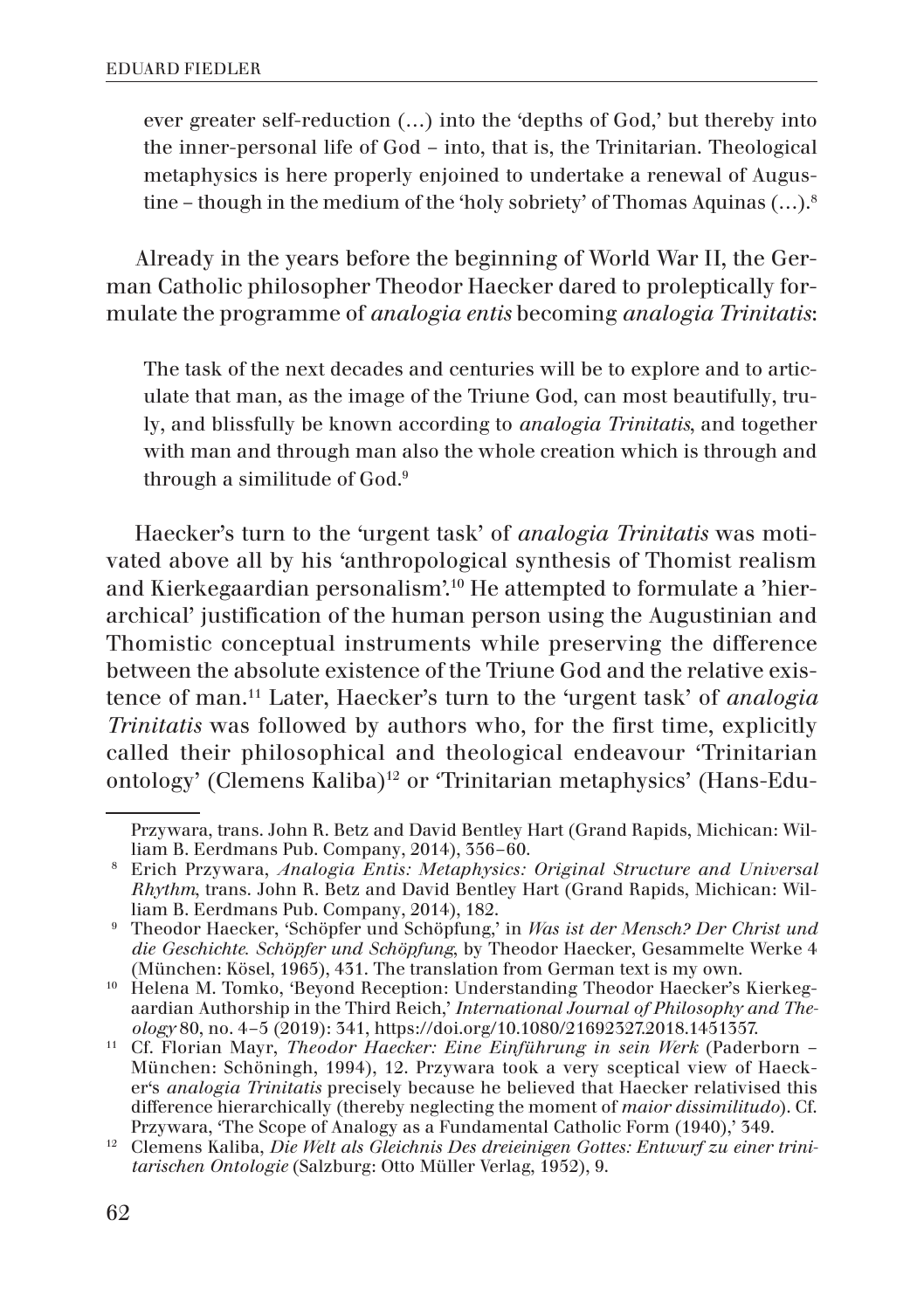ever greater self-reduction (…) into the 'depths of God,' but thereby into the inner-personal life of God – into, that is, the Trinitarian. Theological metaphysics is here properly enjoined to undertake a renewal of Augustine – though in the medium of the 'holy sobriety' of Thomas Aquinas (…).[8]

Already in the years before the beginning of World War II, the German Catholic philosopher Theodor Haecker dared to proleptically formulate the programme of *analogia entis* becoming *analogia Trinitatis*:

> The task of the next decades and centuries will be to explore and to articulate that man, as the image of the Triune God, can most beautifully, truly, and blissfully be known according to *analogia Trinitatis*, and together with man and through man also the whole creation which is through and through a similitude of God.[9]

Haecker's turn to the 'urgent task' of *analogia Trinitatis* was motivated above all by his 'anthropological synthesis of Thomist realism and Kierkegaardian personalism'.[10] He attempted to formulate a 'hierarchical' justification of the human person using the Augustinian and Thomistic conceptual instruments while preserving the difference between the absolute existence of the Triune God and the relative existence of man.[11] Later, Haecker's turn to the 'urgent task' of *analogia Trinitatis* was followed by authors who, for the first time, explicitly called their philosophical and theological endeavour 'Trinitarian ontology' (Clemens Kaliba)[12] or 'Trinitarian metaphysics' (Hans-Edu-

---

Przywara, trans. John R. Betz and David Bentley Hart (Grand Rapids, Michican: William B. Eerdmans Pub. Company, 2014), 356–60.

8 Erich Przywara, *Analogia Entis: Metaphysics: Original Structure and Universal Rhythm*, trans. John R. Betz and David Bentley Hart (Grand Rapids, Michican: William B. Eerdmans Pub. Company, 2014), 182.

9 Theodor Haecker, 'Schöpfer und Schöpfung,' in *Was ist der Mensch? Der Christ und die Geschichte. Schöpfer und Schöpfung*, by Theodor Haecker, Gesammelte Werke 4 (München: Kösel, 1965), 431. The translation from German text is my own.

10 Helena M. Tomko, 'Beyond Reception: Understanding Theodor Haecker's Kierkegaardian Authorship in the Third Reich,' *International Journal of Philosophy and Theology* 80, no. 4–5 (2019): 341, https://doi.org/10.1080/21692327.2018.1451357.

11 Cf. Florian Mayr, *Theodor Haecker: Eine Einführung in sein Werk* (Paderborn – München: Schöningh, 1994), 12. Przywara took a very sceptical view of Haecker's *analogia Trinitatis* precisely because he believed that Haecker relativised this difference hierarchically (thereby neglecting the moment of *maior dissimilitudo*). Cf. Przywara, 'The Scope of Analogy as a Fundamental Catholic Form (1940),' 349.

12 Clemens Kaliba, *Die Welt als Gleichnis Des dreieinigen Gottes: Entwurf zu einer trinitarischen Ontologie* (Salzburg: Otto Müller Verlag, 1952), 9.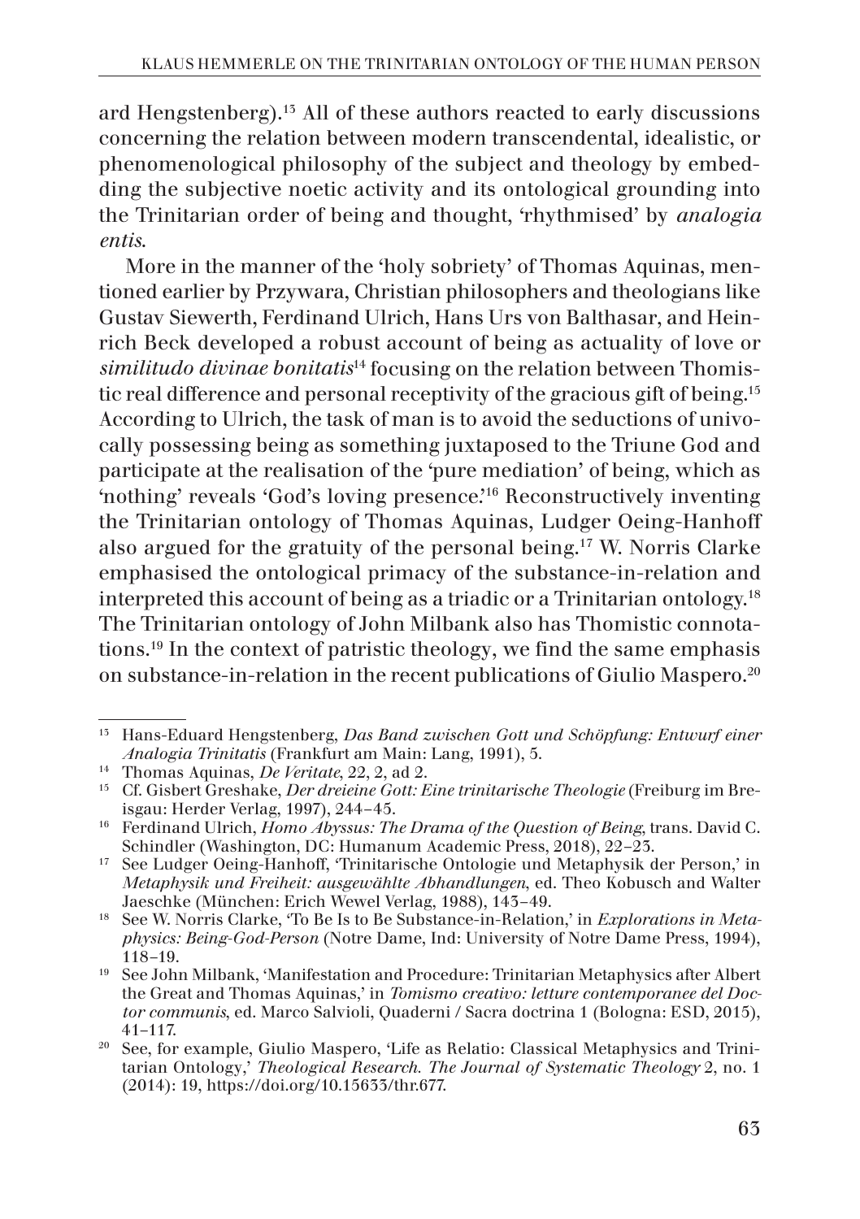ard Hengstenberg).[13] All of these authors reacted to early discussions concerning the relation between modern transcendental, idealistic, or phenomenological philosophy of the subject and theology by embedding the subjective noetic activity and its ontological grounding into the Trinitarian order of being and thought, 'rhythmised' by *analogia entis*.

More in the manner of the 'holy sobriety' of Thomas Aquinas, mentioned earlier by Przywara, Christian philosophers and theologians like Gustav Siewerth, Ferdinand Ulrich, Hans Urs von Balthasar, and Heinrich Beck developed a robust account of being as actuality of love or *similitudo divinae bonitatis*[14] focusing on the relation between Thomistic real difference and personal receptivity of the gracious gift of being.[15] According to Ulrich, the task of man is to avoid the seductions of univocally possessing being as something juxtaposed to the Triune God and participate at the realisation of the 'pure mediation' of being, which as 'nothing' reveals 'God's loving presence.'[16] Reconstructively inventing the Trinitarian ontology of Thomas Aquinas, Ludger Oeing-Hanhoff also argued for the gratuity of the personal being.[17] W. Norris Clarke emphasised the ontological primacy of the substance-in-relation and interpreted this account of being as a triadic or a Trinitarian ontology.[18] The Trinitarian ontology of John Milbank also has Thomistic connotations.[19] In the context of patristic theology, we find the same emphasis on substance-in-relation in the recent publications of Giulio Maspero.[20]

---

[13] Hans-Eduard Hengstenberg, *Das Band zwischen Gott und Schöpfung: Entwurf einer Analogia Trinitatis* (Frankfurt am Main: Lang, 1991), 5.

[14] Thomas Aquinas, *De Veritate*, 22, 2, ad 2.

[15] Cf. Gisbert Greshake, *Der dreieine Gott: Eine trinitarische Theologie* (Freiburg im Breisgau: Herder Verlag, 1997), 244–45.

[16] Ferdinand Ulrich, *Homo Abyssus: The Drama of the Question of Being*, trans. David C. Schindler (Washington, DC: Humanum Academic Press, 2018), 22–23.

[17] See Ludger Oeing-Hanhoff, 'Trinitarische Ontologie und Metaphysik der Person,' in *Metaphysik und Freiheit: ausgewählte Abhandlungen*, ed. Theo Kobusch and Walter Jaeschke (München: Erich Wewel Verlag, 1988), 143–49.

[18] See W. Norris Clarke, 'To Be Is to Be Substance-in-Relation,' in *Explorations in Metaphysics: Being-God-Person* (Notre Dame, Ind: University of Notre Dame Press, 1994), 118–19.

[19] See John Milbank, 'Manifestation and Procedure: Trinitarian Metaphysics after Albert the Great and Thomas Aquinas,' in *Tomismo creativo: letture contemporanee del Doctor communis*, ed. Marco Salvioli, Quaderni / Sacra doctrina 1 (Bologna: ESD, 2015), 41–117.

[20] See, for example, Giulio Maspero, 'Life as Relatio: Classical Metaphysics and Trinitarian Ontology,' *Theological Research. The Journal of Systematic Theology* 2, no. 1 (2014): 19, https://doi.org/10.15633/thr.677.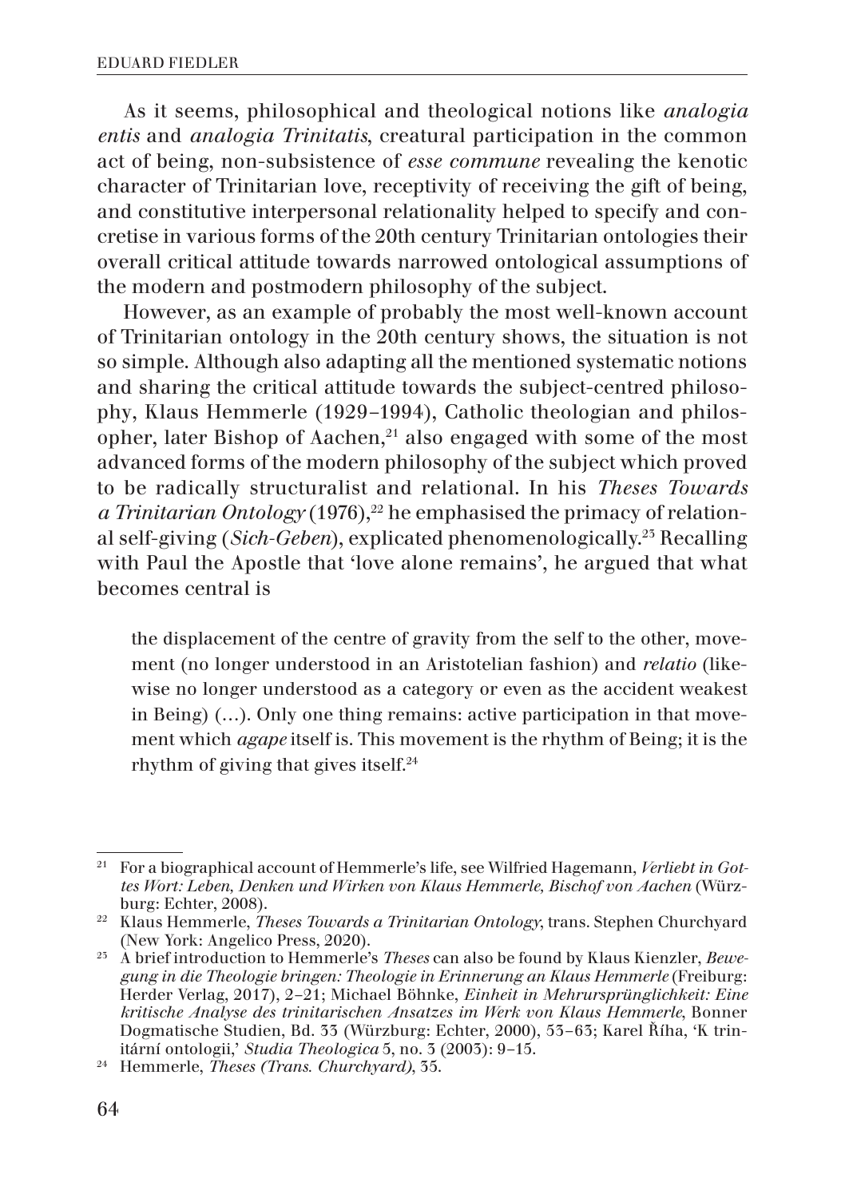As it seems, philosophical and theological notions like *analogia entis* and *analogia Trinitatis*, creatural participation in the common act of being, non-subsistence of *esse commune* revealing the kenotic character of Trinitarian love, receptivity of receiving the gift of being, and constitutive interpersonal relationality helped to specify and concretise in various forms of the 20th century Trinitarian ontologies their overall critical attitude towards narrowed ontological assumptions of the modern and postmodern philosophy of the subject.

However, as an example of probably the most well-known account of Trinitarian ontology in the 20th century shows, the situation is not so simple. Although also adapting all the mentioned systematic notions and sharing the critical attitude towards the subject-centred philosophy, Klaus Hemmerle (1929–1994), Catholic theologian and philosopher, later Bishop of Aachen,[21] also engaged with some of the most advanced forms of the modern philosophy of the subject which proved to be radically structuralist and relational. In his *Theses Towards a Trinitarian Ontology* (1976),[22] he emphasised the primacy of relational self-giving (*Sich-Geben*), explicated phenomenologically.[23] Recalling with Paul the Apostle that 'love alone remains', he argued that what becomes central is

> the displacement of the centre of gravity from the self to the other, movement (no longer understood in an Aristotelian fashion) and *relatio* (likewise no longer understood as a category or even as the accident weakest in Being) (…). Only one thing remains: active participation in that movement which *agape* itself is. This movement is the rhythm of Being; it is the rhythm of giving that gives itself.[24]

---

[21] For a biographical account of Hemmerle's life, see Wilfried Hagemann, *Verliebt in Gottes Wort: Leben, Denken und Wirken von Klaus Hemmerle, Bischof von Aachen* (Würzburg: Echter, 2008).

[22] Klaus Hemmerle, *Theses Towards a Trinitarian Ontology*, trans. Stephen Churchyard (New York: Angelico Press, 2020).

[23] A brief introduction to Hemmerle's *Theses* can also be found by Klaus Kienzler, *Bewegung in die Theologie bringen: Theologie in Erinnerung an Klaus Hemmerle* (Freiburg: Herder Verlag, 2017), 2–21; Michael Böhnke, *Einheit in Mehrursprünglichkeit: Eine kritische Analyse des trinitarischen Ansatzes im Werk von Klaus Hemmerle*, Bonner Dogmatische Studien, Bd. 33 (Würzburg: Echter, 2000), 53–63; Karel Říha, 'K trinitární ontologii,' *Studia Theologica* 5, no. 3 (2003): 9–15.

[24] Hemmerle, *Theses (Trans. Churchyard)*, 35.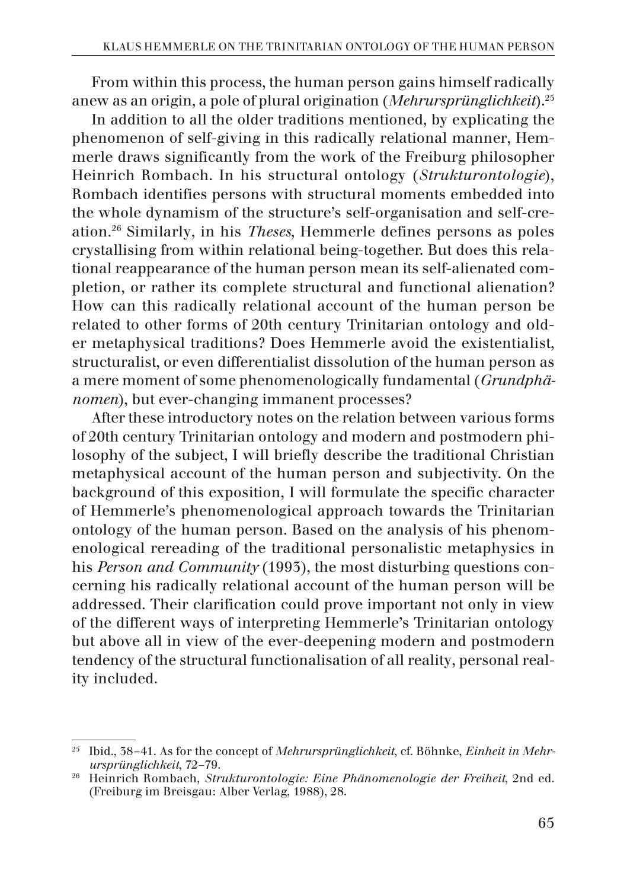From within this process, the human person gains himself radically anew as an origin, a pole of plural origination (*Mehrursprünglichkeit*).[25]

In addition to all the older traditions mentioned, by explicating the phenomenon of self-giving in this radically relational manner, Hemmerle draws significantly from the work of the Freiburg philosopher Heinrich Rombach. In his structural ontology (*Strukturontologie*), Rombach identifies persons with structural moments embedded into the whole dynamism of the structure's self-organisation and self-creation.[26] Similarly, in his *Theses*, Hemmerle defines persons as poles crystallising from within relational being-together. But does this relational reappearance of the human person mean its self-alienated completion, or rather its complete structural and functional alienation? How can this radically relational account of the human person be related to other forms of 20th century Trinitarian ontology and older metaphysical traditions? Does Hemmerle avoid the existentialist, structuralist, or even differentialist dissolution of the human person as a mere moment of some phenomenologically fundamental (*Grundphänomen*), but ever-changing immanent processes?

After these introductory notes on the relation between various forms of 20th century Trinitarian ontology and modern and postmodern philosophy of the subject, I will briefly describe the traditional Christian metaphysical account of the human person and subjectivity. On the background of this exposition, I will formulate the specific character of Hemmerle's phenomenological approach towards the Trinitarian ontology of the human person. Based on the analysis of his phenomenological rereading of the traditional personalistic metaphysics in his *Person and Community* (1993), the most disturbing questions concerning his radically relational account of the human person will be addressed. Their clarification could prove important not only in view of the different ways of interpreting Hemmerle's Trinitarian ontology but above all in view of the ever-deepening modern and postmodern tendency of the structural functionalisation of all reality, personal reality included.

---

[25] Ibid., 38–41. As for the concept of *Mehrursprünglichkeit*, cf. Böhnke, *Einheit in Mehrursprünglichkeit*, 72–79.

[26] Heinrich Rombach, *Strukturontologie: Eine Phänomenologie der Freiheit*, 2nd ed. (Freiburg im Breisgau: Alber Verlag, 1988), 28.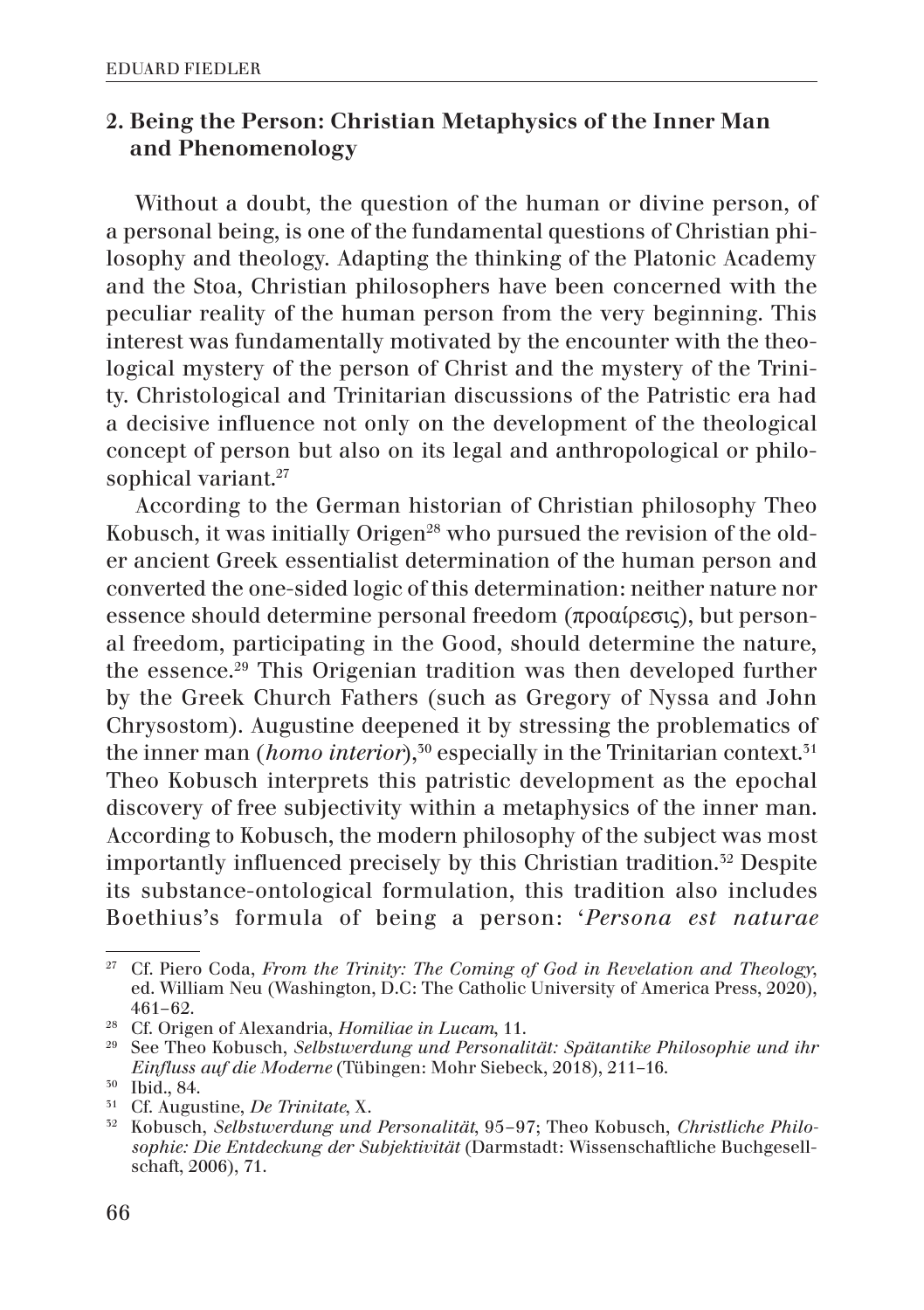## 2. Being the Person: Christian Metaphysics of the Inner Man and Phenomenology

Without a doubt, the question of the human or divine person, of a personal being, is one of the fundamental questions of Christian philosophy and theology. Adapting the thinking of the Platonic Academy and the Stoa, Christian philosophers have been concerned with the peculiar reality of the human person from the very beginning. This interest was fundamentally motivated by the encounter with the theological mystery of the person of Christ and the mystery of the Trinity. Christological and Trinitarian discussions of the Patristic era had a decisive influence not only on the development of the theological concept of person but also on its legal and anthropological or philosophical variant.[27]

According to the German historian of Christian philosophy Theo Kobusch, it was initially Origen[28] who pursued the revision of the older ancient Greek essentialist determination of the human person and converted the one-sided logic of this determination: neither nature nor essence should determine personal freedom (προαίρεσις), but personal freedom, participating in the Good, should determine the nature, the essence.[29] This Origenian tradition was then developed further by the Greek Church Fathers (such as Gregory of Nyssa and John Chrysostom). Augustine deepened it by stressing the problematics of the inner man (*homo interior*),[30] especially in the Trinitarian context.[31] Theo Kobusch interprets this patristic development as the epochal discovery of free subjectivity within a metaphysics of the inner man. According to Kobusch, the modern philosophy of the subject was most importantly influenced precisely by this Christian tradition.[32] Despite its substance-ontological formulation, this tradition also includes Boethius's formula of being a person: '*Persona est naturae*

---

[27] Cf. Piero Coda, *From the Trinity: The Coming of God in Revelation and Theology*, ed. William Neu (Washington, D.C: The Catholic University of America Press, 2020), 461–62.

[28] Cf. Origen of Alexandria, *Homiliae in Lucam*, 11.

[29] See Theo Kobusch, *Selbstwerdung und Personalität: Spätantike Philosophie und ihr Einfluss auf die Moderne* (Tübingen: Mohr Siebeck, 2018), 211–16.

[30] Ibid., 84.

[31] Cf. Augustine, *De Trinitate*, X.

[32] Kobusch, *Selbstwerdung und Personalität*, 95–97; Theo Kobusch, *Christliche Philosophie: Die Entdeckung der Subjektivität* (Darmstadt: Wissenschaftliche Buchgesellschaft, 2006), 71.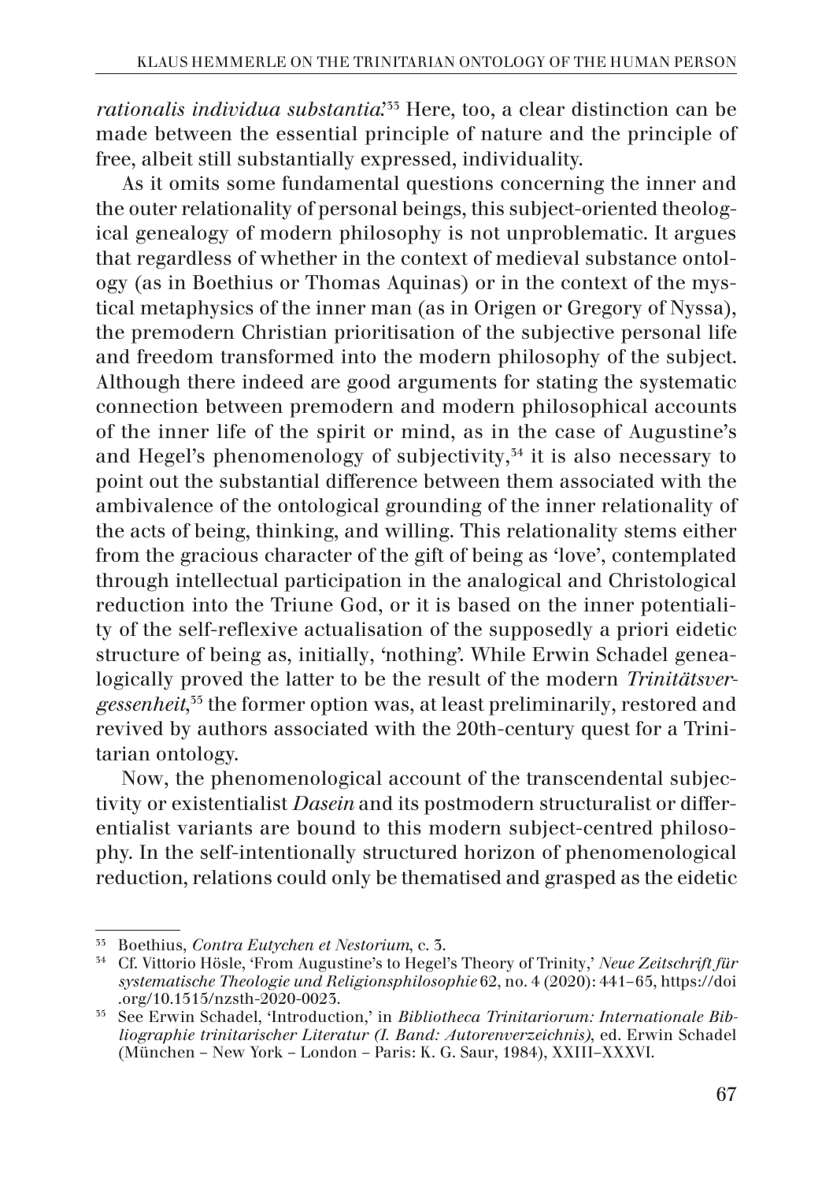*rationalis individua substantia*.'[33] Here, too, a clear distinction can be made between the essential principle of nature and the principle of free, albeit still substantially expressed, individuality.

As it omits some fundamental questions concerning the inner and the outer relationality of personal beings, this subject-oriented theological genealogy of modern philosophy is not unproblematic. It argues that regardless of whether in the context of medieval substance ontology (as in Boethius or Thomas Aquinas) or in the context of the mystical metaphysics of the inner man (as in Origen or Gregory of Nyssa), the premodern Christian prioritisation of the subjective personal life and freedom transformed into the modern philosophy of the subject. Although there indeed are good arguments for stating the systematic connection between premodern and modern philosophical accounts of the inner life of the spirit or mind, as in the case of Augustine's and Hegel's phenomenology of subjectivity,[34] it is also necessary to point out the substantial difference between them associated with the ambivalence of the ontological grounding of the inner relationality of the acts of being, thinking, and willing. This relationality stems either from the gracious character of the gift of being as 'love', contemplated through intellectual participation in the analogical and Christological reduction into the Triune God, or it is based on the inner potentiality of the self-reflexive actualisation of the supposedly a priori eidetic structure of being as, initially, 'nothing'. While Erwin Schadel genealogically proved the latter to be the result of the modern *Trinitätsvergessenheit*,[35] the former option was, at least preliminarily, restored and revived by authors associated with the 20th-century quest for a Trinitarian ontology.

Now, the phenomenological account of the transcendental subjectivity or existentialist *Dasein* and its postmodern structuralist or differentialist variants are bound to this modern subject-centred philosophy. In the self-intentionally structured horizon of phenomenological reduction, relations could only be thematised and grasped as the eidetic

---

[33] Boethius, *Contra Eutychen et Nestorium*, c. 3.

[34] Cf. Vittorio Hösle, 'From Augustine's to Hegel's Theory of Trinity,' *Neue Zeitschrift für systematische Theologie und Religionsphilosophie* 62, no. 4 (2020): 441–65, https://doi.org/10.1515/nzsth-2020-0023.

[35] See Erwin Schadel, 'Introduction,' in *Bibliotheca Trinitariorum: Internationale Bibliographie trinitarischer Literatur (I. Band: Autorenverzeichnis)*, ed. Erwin Schadel (München – New York – London – Paris: K. G. Saur, 1984), XXIII–XXXVI.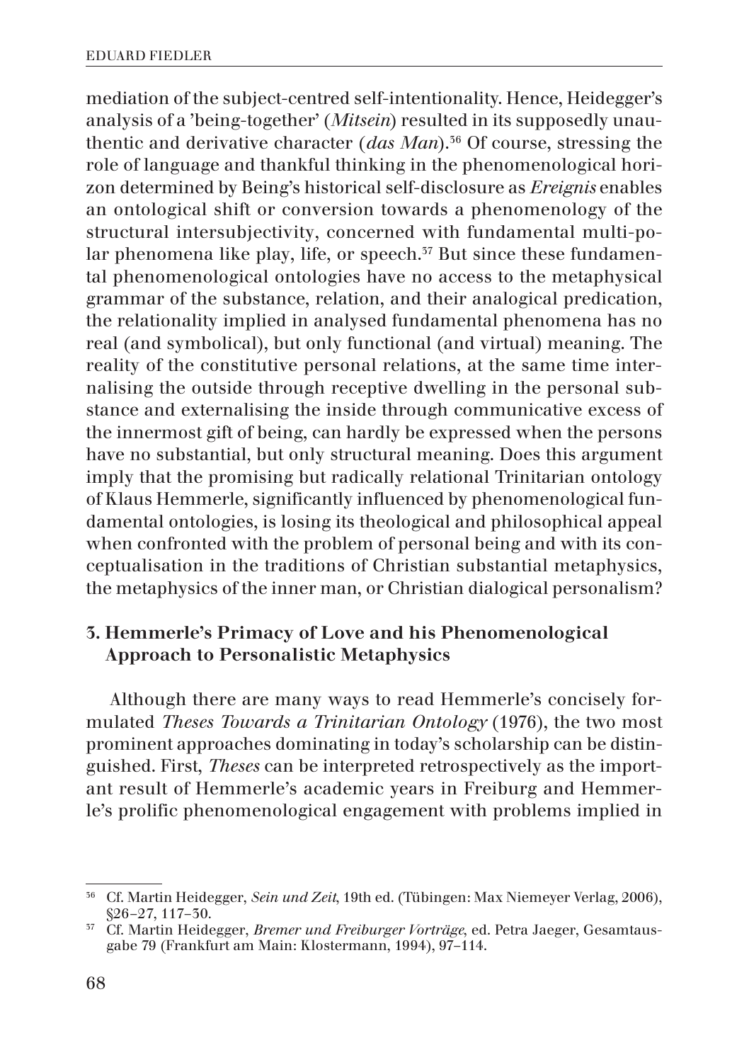mediation of the subject-centred self-intentionality. Hence, Heidegger's analysis of a 'being-together' (*Mitsein*) resulted in its supposedly unauthentic and derivative character (*das Man*).[36] Of course, stressing the role of language and thankful thinking in the phenomenological horizon determined by Being's historical self-disclosure as *Ereignis* enables an ontological shift or conversion towards a phenomenology of the structural intersubjectivity, concerned with fundamental multi-polar phenomena like play, life, or speech.[37] But since these fundamental phenomenological ontologies have no access to the metaphysical grammar of the substance, relation, and their analogical predication, the relationality implied in analysed fundamental phenomena has no real (and symbolical), but only functional (and virtual) meaning. The reality of the constitutive personal relations, at the same time internalising the outside through receptive dwelling in the personal substance and externalising the inside through communicative excess of the innermost gift of being, can hardly be expressed when the persons have no substantial, but only structural meaning. Does this argument imply that the promising but radically relational Trinitarian ontology of Klaus Hemmerle, significantly influenced by phenomenological fundamental ontologies, is losing its theological and philosophical appeal when confronted with the problem of personal being and with its conceptualisation in the traditions of Christian substantial metaphysics, the metaphysics of the inner man, or Christian dialogical personalism?

## 3. Hemmerle's Primacy of Love and his Phenomenological Approach to Personalistic Metaphysics

Although there are many ways to read Hemmerle's concisely formulated *Theses Towards a Trinitarian Ontology* (1976), the two most prominent approaches dominating in today's scholarship can be distinguished. First, *Theses* can be interpreted retrospectively as the important result of Hemmerle's academic years in Freiburg and Hemmerle's prolific phenomenological engagement with problems implied in

---

[36] Cf. Martin Heidegger, *Sein und Zeit*, 19th ed. (Tübingen: Max Niemeyer Verlag, 2006), §26–27, 117–30.

[37] Cf. Martin Heidegger, *Bremer und Freiburger Vorträge*, ed. Petra Jaeger, Gesamtausgabe 79 (Frankfurt am Main: Klostermann, 1994), 97–114.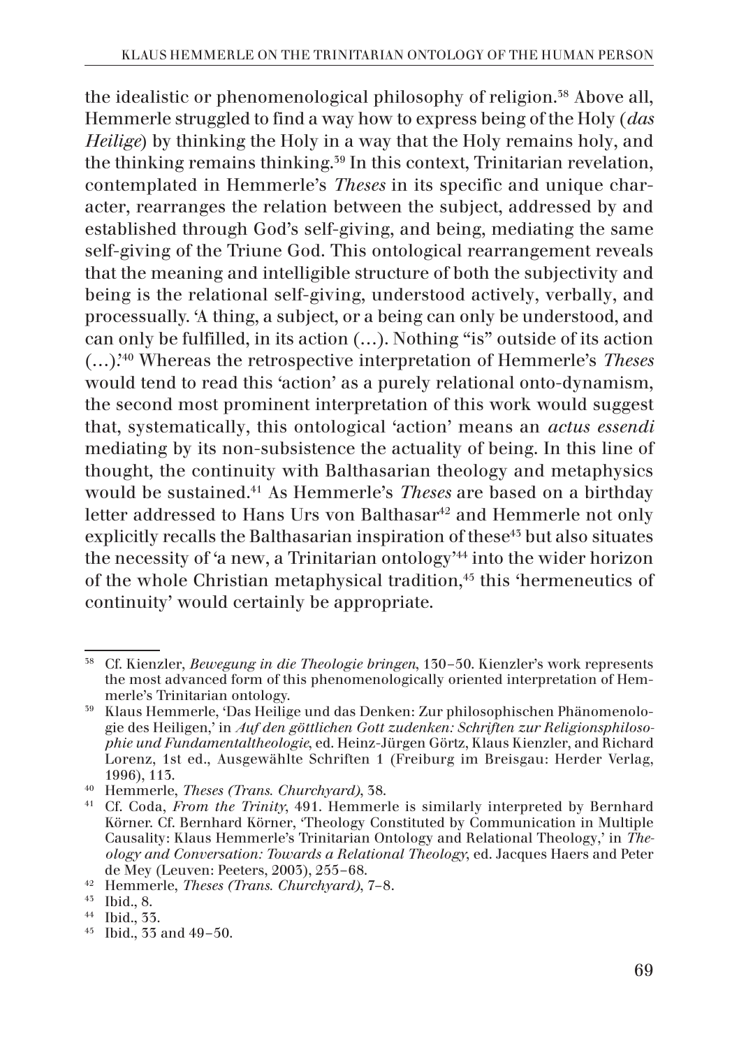the idealistic or phenomenological philosophy of religion.[38] Above all, Hemmerle struggled to find a way how to express being of the Holy (*das Heilige*) by thinking the Holy in a way that the Holy remains holy, and the thinking remains thinking.[39] In this context, Trinitarian revelation, contemplated in Hemmerle's *Theses* in its specific and unique character, rearranges the relation between the subject, addressed by and established through God's self-giving, and being, mediating the same self-giving of the Triune God. This ontological rearrangement reveals that the meaning and intelligible structure of both the subjectivity and being is the relational self-giving, understood actively, verbally, and processually. 'A thing, a subject, or a being can only be understood, and can only be fulfilled, in its action (…). Nothing "is" outside of its action (…).'[40] Whereas the retrospective interpretation of Hemmerle's *Theses* would tend to read this 'action' as a purely relational onto-dynamism, the second most prominent interpretation of this work would suggest that, systematically, this ontological 'action' means an *actus essendi* mediating by its non-subsistence the actuality of being. In this line of thought, the continuity with Balthasarian theology and metaphysics would be sustained.[41] As Hemmerle's *Theses* are based on a birthday letter addressed to Hans Urs von Balthasar[42] and Hemmerle not only explicitly recalls the Balthasarian inspiration of these[43] but also situates the necessity of 'a new, a Trinitarian ontology'[44] into the wider horizon of the whole Christian metaphysical tradition,[45] this 'hermeneutics of continuity' would certainly be appropriate.

---

[38] Cf. Kienzler, *Bewegung in die Theologie bringen*, 130–50. Kienzler's work represents the most advanced form of this phenomenologically oriented interpretation of Hemmerle's Trinitarian ontology.

[39] Klaus Hemmerle, 'Das Heilige und das Denken: Zur philosophischen Phänomenologie des Heiligen,' in *Auf den göttlichen Gott zudenken: Schriften zur Religionsphilosophie und Fundamentaltheologie*, ed. Heinz-Jürgen Görtz, Klaus Kienzler, and Richard Lorenz, 1st ed., Ausgewählte Schriften 1 (Freiburg im Breisgau: Herder Verlag, 1996), 113.

[40] Hemmerle, *Theses (Trans. Churchyard)*, 38.

[41] Cf. Coda, *From the Trinity*, 491. Hemmerle is similarly interpreted by Bernhard Körner. Cf. Bernhard Körner, 'Theology Constituted by Communication in Multiple Causality: Klaus Hemmerle's Trinitarian Ontology and Relational Theology,' in *Theology and Conversation: Towards a Relational Theology*, ed. Jacques Haers and Peter de Mey (Leuven: Peeters, 2003), 255–68.

[42] Hemmerle, *Theses (Trans. Churchyard)*, 7–8.

[43] Ibid., 8.

[44] Ibid., 33.

[45] Ibid., 33 and 49–50.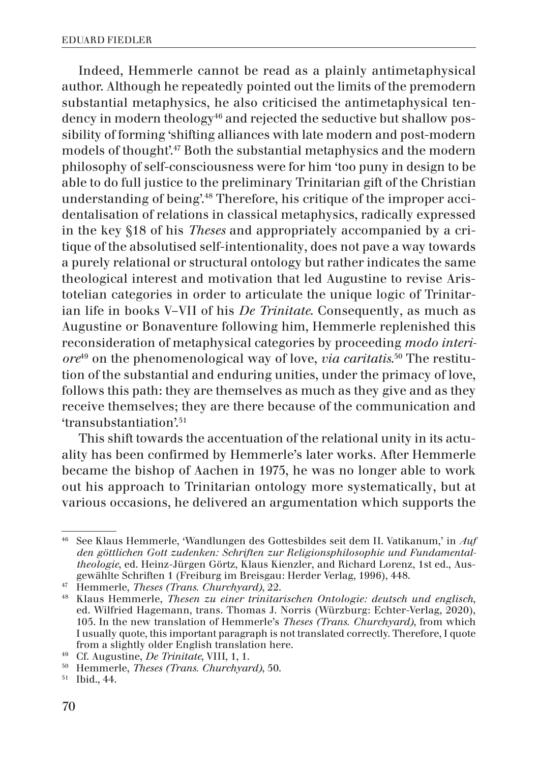Indeed, Hemmerle cannot be read as a plainly antimetaphysical author. Although he repeatedly pointed out the limits of the premodern substantial metaphysics, he also criticised the antimetaphysical tendency in modern theology[46] and rejected the seductive but shallow possibility of forming 'shifting alliances with late modern and post-modern models of thought'.[47] Both the substantial metaphysics and the modern philosophy of self-consciousness were for him 'too puny in design to be able to do full justice to the preliminary Trinitarian gift of the Christian understanding of being'.[48] Therefore, his critique of the improper accidentalisation of relations in classical metaphysics, radically expressed in the key §18 of his *Theses* and appropriately accompanied by a critique of the absolutised self-intentionality, does not pave a way towards a purely relational or structural ontology but rather indicates the same theological interest and motivation that led Augustine to revise Aristotelian categories in order to articulate the unique logic of Trinitarian life in books V–VII of his *De Trinitate*. Consequently, as much as Augustine or Bonaventure following him, Hemmerle replenished this reconsideration of metaphysical categories by proceeding *modo interiore*[49] on the phenomenological way of love, *via caritatis*.[50] The restitution of the substantial and enduring unities, under the primacy of love, follows this path: they are themselves as much as they give and as they receive themselves; they are there because of the communication and 'transubstantiation'.[51]

This shift towards the accentuation of the relational unity in its actuality has been confirmed by Hemmerle's later works. After Hemmerle became the bishop of Aachen in 1975, he was no longer able to work out his approach to Trinitarian ontology more systematically, but at various occasions, he delivered an argumentation which supports the

---

[46] See Klaus Hemmerle, 'Wandlungen des Gottesbildes seit dem II. Vatikanum,' in *Auf den göttlichen Gott zudenken: Schriften zur Religionsphilosophie und Fundamentaltheologie*, ed. Heinz-Jürgen Görtz, Klaus Kienzler, and Richard Lorenz, 1st ed., Ausgewählte Schriften 1 (Freiburg im Breisgau: Herder Verlag, 1996), 448.

[47] Hemmerle, *Theses (Trans. Churchyard)*, 22.

[48] Klaus Hemmerle, *Thesen zu einer trinitarischen Ontologie: deutsch und englisch*, ed. Wilfried Hagemann, trans. Thomas J. Norris (Würzburg: Echter-Verlag, 2020), 105. In the new translation of Hemmerle's *Theses (Trans. Churchyard)*, from which I usually quote, this important paragraph is not translated correctly. Therefore, I quote from a slightly older English translation here.

[49] Cf. Augustine, *De Trinitate*, VIII, 1, 1.

[50] Hemmerle, *Theses (Trans. Churchyard)*, 50.

[51] Ibid., 44.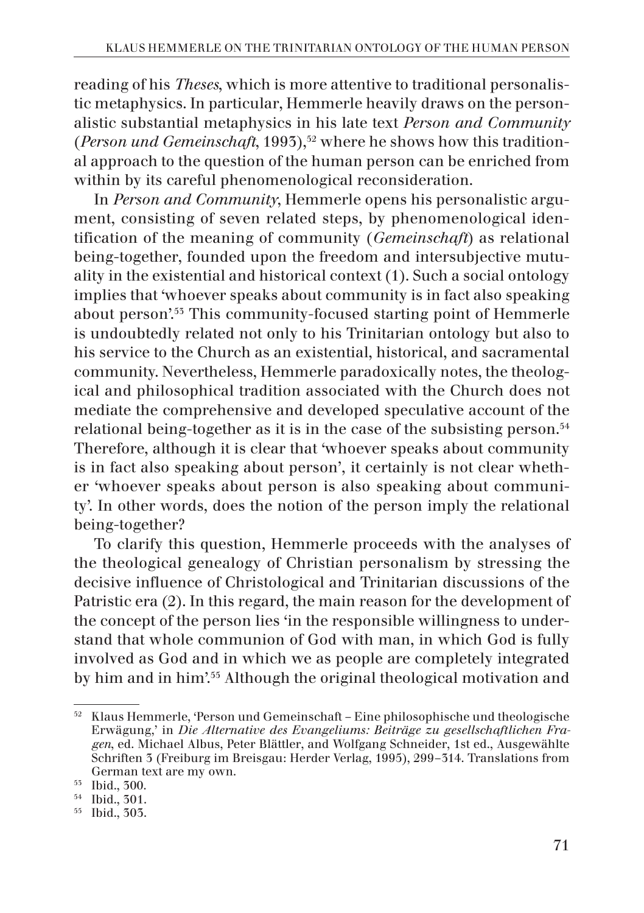reading of his *Theses*, which is more attentive to traditional personalistic metaphysics. In particular, Hemmerle heavily draws on the personalistic substantial metaphysics in his late text *Person and Community* (*Person und Gemeinschaft*, 1993),[52] where he shows how this traditional approach to the question of the human person can be enriched from within by its careful phenomenological reconsideration.

In *Person and Community*, Hemmerle opens his personalistic argument, consisting of seven related steps, by phenomenological identification of the meaning of community (*Gemeinschaft*) as relational being-together, founded upon the freedom and intersubjective mutuality in the existential and historical context (1). Such a social ontology implies that 'whoever speaks about community is in fact also speaking about person'.[53] This community-focused starting point of Hemmerle is undoubtedly related not only to his Trinitarian ontology but also to his service to the Church as an existential, historical, and sacramental community. Nevertheless, Hemmerle paradoxically notes, the theological and philosophical tradition associated with the Church does not mediate the comprehensive and developed speculative account of the relational being-together as it is in the case of the subsisting person.[54] Therefore, although it is clear that 'whoever speaks about community is in fact also speaking about person', it certainly is not clear whether 'whoever speaks about person is also speaking about community'. In other words, does the notion of the person imply the relational being-together?

To clarify this question, Hemmerle proceeds with the analyses of the theological genealogy of Christian personalism by stressing the decisive influence of Christological and Trinitarian discussions of the Patristic era (2). In this regard, the main reason for the development of the concept of the person lies 'in the responsible willingness to understand that whole communion of God with man, in which God is fully involved as God and in which we as people are completely integrated by him and in him'.[55] Although the original theological motivation and

---

[52] Klaus Hemmerle, 'Person und Gemeinschaft – Eine philosophische und theologische Erwägung,' in *Die Alternative des Evangeliums: Beiträge zu gesellschaftlichen Fragen*, ed. Michael Albus, Peter Blättler, and Wolfgang Schneider, 1st ed., Ausgewählte Schriften 3 (Freiburg im Breisgau: Herder Verlag, 1995), 299–314. Translations from German text are my own.

[53] Ibid., 300.

[54] Ibid., 301.

[55] Ibid., 303.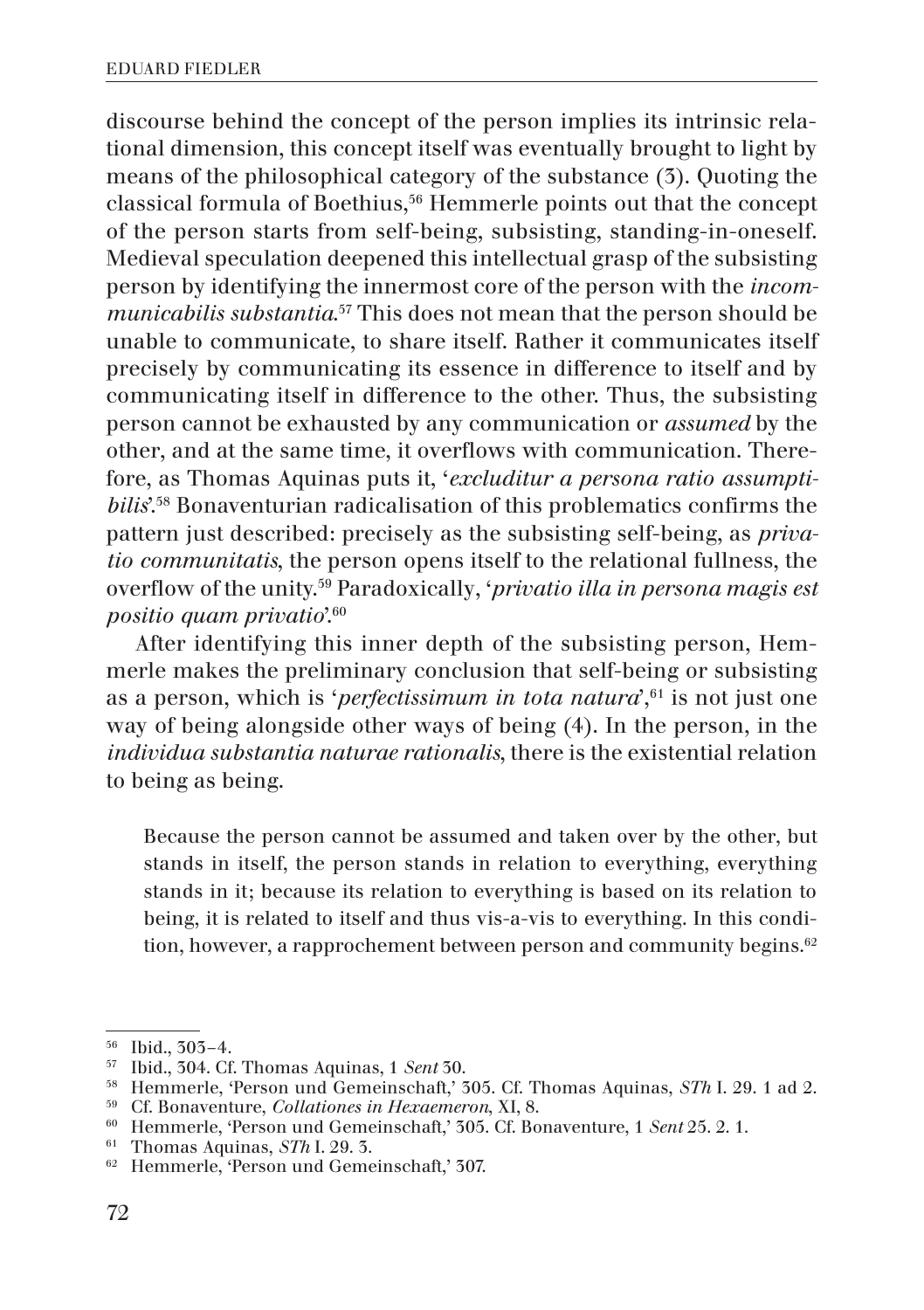discourse behind the concept of the person implies its intrinsic relational dimension, this concept itself was eventually brought to light by means of the philosophical category of the substance (3). Quoting the classical formula of Boethius,[56] Hemmerle points out that the concept of the person starts from self-being, subsisting, standing-in-oneself. Medieval speculation deepened this intellectual grasp of the subsisting person by identifying the innermost core of the person with the *incommunicabilis substantia*.[57] This does not mean that the person should be unable to communicate, to share itself. Rather it communicates itself precisely by communicating its essence in difference to itself and by communicating itself in difference to the other. Thus, the subsisting person cannot be exhausted by any communication or *assumed* by the other, and at the same time, it overflows with communication. Therefore, as Thomas Aquinas puts it, '*excluditur a persona ratio assumptibilis*'.[58] Bonaventurian radicalisation of this problematics confirms the pattern just described: precisely as the subsisting self-being, as *privatio communitatis*, the person opens itself to the relational fullness, the overflow of the unity.[59] Paradoxically, '*privatio illa in persona magis est positio quam privatio*'.[60]

After identifying this inner depth of the subsisting person, Hemmerle makes the preliminary conclusion that self-being or subsisting as a person, which is '*perfectissimum in tota natura*',[61] is not just one way of being alongside other ways of being (4). In the person, in the *individua substantia naturae rationalis*, there is the existential relation to being as being.

> Because the person cannot be assumed and taken over by the other, but stands in itself, the person stands in relation to everything, everything stands in it; because its relation to everything is based on its relation to being, it is related to itself and thus vis-a-vis to everything. In this condition, however, a rapprochement between person and community begins.[62]

---

[56] Ibid., 303–4.
[57] Ibid., 304. Cf. Thomas Aquinas, 1 *Sent* 30.
[58] Hemmerle, 'Person und Gemeinschaft,' 305. Cf. Thomas Aquinas, *STh* I. 29. 1 ad 2.
[59] Cf. Bonaventure, *Collationes in Hexaemeron*, XI, 8.
[60] Hemmerle, 'Person und Gemeinschaft,' 305. Cf. Bonaventure, 1 *Sent* 25. 2. 1.
[61] Thomas Aquinas, *STh* I. 29. 3.
[62] Hemmerle, 'Person und Gemeinschaft,' 307.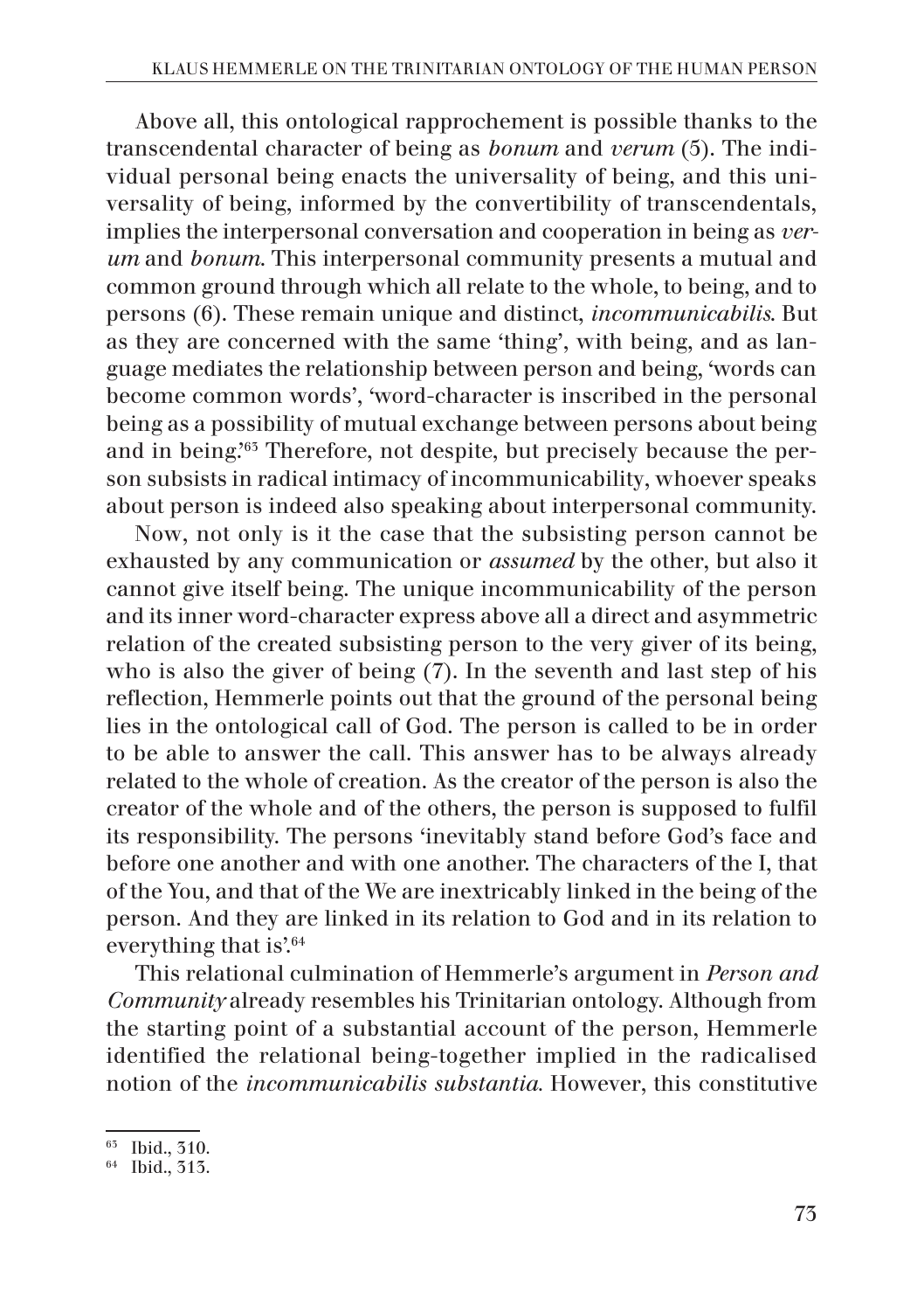Above all, this ontological rapprochement is possible thanks to the transcendental character of being as *bonum* and *verum* (5). The individual personal being enacts the universality of being, and this universality of being, informed by the convertibility of transcendentals, implies the interpersonal conversation and cooperation in being as *verum* and *bonum*. This interpersonal community presents a mutual and common ground through which all relate to the whole, to being, and to persons (6). These remain unique and distinct, *incommunicabilis*. But as they are concerned with the same 'thing', with being, and as language mediates the relationship between person and being, 'words can become common words', 'word-character is inscribed in the personal being as a possibility of mutual exchange between persons about being and in being.'[63] Therefore, not despite, but precisely because the person subsists in radical intimacy of incommunicability, whoever speaks about person is indeed also speaking about interpersonal community.

Now, not only is it the case that the subsisting person cannot be exhausted by any communication or *assumed* by the other, but also it cannot give itself being. The unique incommunicability of the person and its inner word-character express above all a direct and asymmetric relation of the created subsisting person to the very giver of its being, who is also the giver of being (7). In the seventh and last step of his reflection, Hemmerle points out that the ground of the personal being lies in the ontological call of God. The person is called to be in order to be able to answer the call. This answer has to be always already related to the whole of creation. As the creator of the person is also the creator of the whole and of the others, the person is supposed to fulfil its responsibility. The persons 'inevitably stand before God's face and before one another and with one another. The characters of the I, that of the You, and that of the We are inextricably linked in the being of the person. And they are linked in its relation to God and in its relation to everything that is'.[64]

This relational culmination of Hemmerle's argument in *Person and Community* already resembles his Trinitarian ontology. Although from the starting point of a substantial account of the person, Hemmerle identified the relational being-together implied in the radicalised notion of the *incommunicabilis substantia*. However, this constitutive

---

[63] Ibid., 310.

[64] Ibid., 313.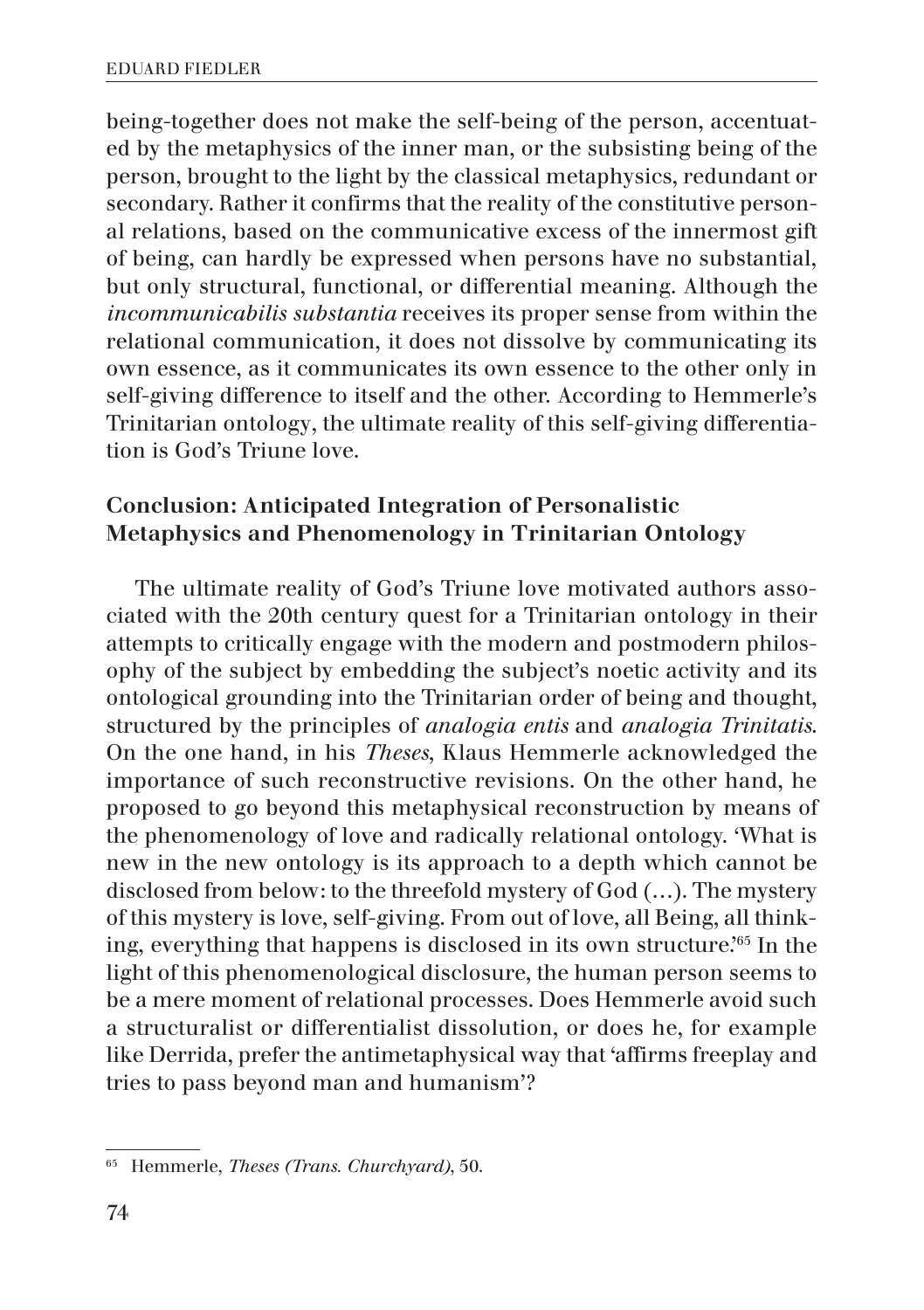being-together does not make the self-being of the person, accentuated by the metaphysics of the inner man, or the subsisting being of the person, brought to the light by the classical metaphysics, redundant or secondary. Rather it confirms that the reality of the constitutive personal relations, based on the communicative excess of the innermost gift of being, can hardly be expressed when persons have no substantial, but only structural, functional, or differential meaning. Although the *incommunicabilis substantia* receives its proper sense from within the relational communication, it does not dissolve by communicating its own essence, as it communicates its own essence to the other only in self-giving difference to itself and the other. According to Hemmerle's Trinitarian ontology, the ultimate reality of this self-giving differentiation is God's Triune love.

## Conclusion: Anticipated Integration of Personalistic Metaphysics and Phenomenology in Trinitarian Ontology

The ultimate reality of God's Triune love motivated authors associated with the 20th century quest for a Trinitarian ontology in their attempts to critically engage with the modern and postmodern philosophy of the subject by embedding the subject's noetic activity and its ontological grounding into the Trinitarian order of being and thought, structured by the principles of *analogia entis* and *analogia Trinitatis*. On the one hand, in his *Theses*, Klaus Hemmerle acknowledged the importance of such reconstructive revisions. On the other hand, he proposed to go beyond this metaphysical reconstruction by means of the phenomenology of love and radically relational ontology. 'What is new in the new ontology is its approach to a depth which cannot be disclosed from below: to the threefold mystery of God (…). The mystery of this mystery is love, self-giving. From out of love, all Being, all thinking, everything that happens is disclosed in its own structure.'[65] In the light of this phenomenological disclosure, the human person seems to be a mere moment of relational processes. Does Hemmerle avoid such a structuralist or differentialist dissolution, or does he, for example like Derrida, prefer the antimetaphysical way that 'affirms freeplay and tries to pass beyond man and humanism'?

---

[65] Hemmerle, *Theses (Trans. Churchyard)*, 50.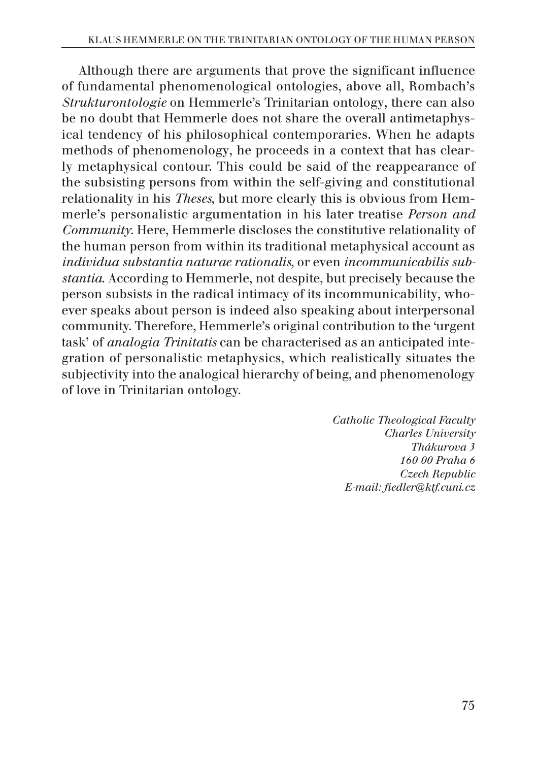Although there are arguments that prove the significant influence of fundamental phenomenological ontologies, above all, Rombach's *Strukturontologie* on Hemmerle's Trinitarian ontology, there can also be no doubt that Hemmerle does not share the overall antimetaphysical tendency of his philosophical contemporaries. When he adapts methods of phenomenology, he proceeds in a context that has clearly metaphysical contour. This could be said of the reappearance of the subsisting persons from within the self-giving and constitutional relationality in his *Theses*, but more clearly this is obvious from Hemmerle's personalistic argumentation in his later treatise *Person and Community*. Here, Hemmerle discloses the constitutive relationality of the human person from within its traditional metaphysical account as *individua substantia naturae rationalis*, or even *incommunicabilis substantia*. According to Hemmerle, not despite, but precisely because the person subsists in the radical intimacy of its incommunicability, whoever speaks about person is indeed also speaking about interpersonal community. Therefore, Hemmerle's original contribution to the 'urgent task' of *analogia Trinitatis* can be characterised as an anticipated integration of personalistic metaphysics, which realistically situates the subjectivity into the analogical hierarchy of being, and phenomenology of love in Trinitarian ontology.

*Catholic Theological Faculty*
*Charles University*
*Thákurova 3*
*160 00 Praha 6*
*Czech Republic*
*E-mail: fiedler@ktf.cuni.cz*